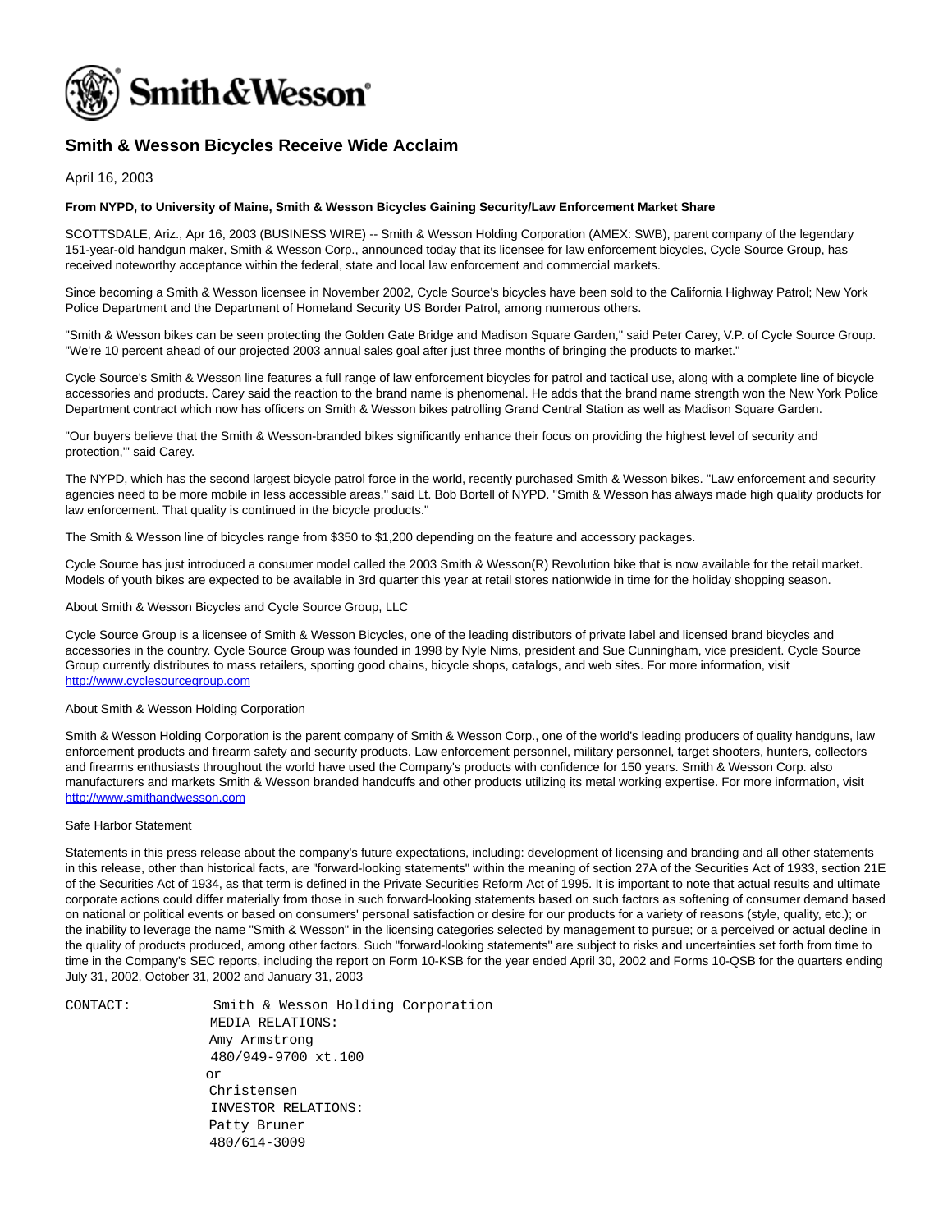Smith&Wesson

# Smith & Wesson Bicycles Receive Wide Acclaim

April 16, 2003

**From NYPD, to University of Maine, Smith & Wesson Bicycles Gaining Security/Law Enforcement Market Share**

SCOTTSDALE, Ariz., Apr 16, 2003 (BUSINESS WIRE) -- Smith & Wesson Holding Corporation (AMEX: SWB), parent company of the legendary 151-year-old handgun maker, Smith & Wesson Corp., announced today that its licensee for law enforcement bicycles, Cycle Source Group, has received noteworthy acceptance within the federal, state and local law enforcement and commercial markets.

Since becoming a Smith & Wesson licensee in November 2002, Cycle Source's bicycles have been sold to the California Highway Patrol; New York Police Department and the Department of Homeland Security US Border Patrol, among numerous others.

"Smith & Wesson bikes can be seen protecting the Golden Gate Bridge and Madison Square Garden," said Peter Carey, V.P. of Cycle Source Group. "We're 10 percent ahead of our projected 2003 annual sales goal after just three months of bringing the products to market."

Cycle Source's Smith & Wesson line features a full range of law enforcement bicycles for patrol and tactical use, along with a complete line of bicycle accessories and products. Carey said the reaction to the brand name is phenomenal. He adds that the brand name strength won the New York Police Department contract which now has officers on Smith & Wesson bikes patrolling Grand Central Station as well as Madison Square Garden.

"Our buyers believe that the Smith & Wesson-branded bikes significantly enhance their focus on providing the highest level of security and protection,'" said Carey.

The NYPD, which has the second largest bicycle patrol force in the world, recently purchased Smith & Wesson bikes. "Law enforcement and security agencies need to be more mobile in less accessible areas," said Lt. Bob Bortell of NYPD. "Smith & Wesson has always made high quality products for law enforcement. That quality is continued in the bicycle products."

The Smith & Wesson line of bicycles range from $350 to $1,200 depending on the feature and accessory packages.

Cycle Source has just introduced a consumer model called the 2003 Smith & Wesson(R) Revolution bike that is now available for the retail market. Models of youth bikes are expected to be available in 3rd quarter this year at retail stores nationwide in time for the holiday shopping season.

About Smith & Wesson Bicycles and Cycle Source Group, LLC

Cycle Source Group is a licensee of Smith & Wesson Bicycles, one of the leading distributors of private label and licensed brand bicycles and accessories in the country. Cycle Source Group was founded in 1998 by Nyle Nims, president and Sue Cunningham, vice president. Cycle Source Group currently distributes to mass retailers, sporting good chains, bicycle shops, catalogs, and web sites. For more information, visit http://www.cyclesourcegroup.com

About Smith & Wesson Holding Corporation

Smith & Wesson Holding Corporation is the parent company of Smith & Wesson Corp., one of the world's leading producers of quality handguns, law enforcement products and firearm safety and security products. Law enforcement personnel, military personnel, target shooters, hunters, collectors and firearms enthusiasts throughout the world have used the Company's products with confidence for 150 years. Smith & Wesson Corp. also manufacturers and markets Smith & Wesson branded handcuffs and other products utilizing its metal working expertise. For more information, visit http://www.smithandwesson.com

Safe Harbor Statement

Statements in this press release about the company's future expectations, including: development of licensing and branding and all other statements in this release, other than historical facts, are "forward-looking statements" within the meaning of section 27A of the Securities Act of 1933, section 21E of the Securities Act of 1934, as that term is defined in the Private Securities Reform Act of 1995. It is important to note that actual results and ultimate corporate actions could differ materially from those in such forward-looking statements based on such factors as softening of consumer demand based on national or political events or based on consumers' personal satisfaction or desire for our products for a variety of reasons (style, quality, etc.); or the inability to leverage the name "Smith & Wesson" in the licensing categories selected by management to pursue; or a perceived or actual decline in the quality of products produced, among other factors. Such "forward-looking statements" are subject to risks and uncertainties set forth from time to time in the Company's SEC reports, including the report on Form 10-KSB for the year ended April 30, 2002 and Forms 10-QSB for the quarters ending July 31, 2002, October 31, 2002 and January 31, 2003

```
CONTACT:    Smith & Wesson Holding Corporation
            MEDIA RELATIONS:
            Amy Armstrong
            480/949-9700 xt.100
            or
            Christensen
            INVESTOR RELATIONS:
            Patty Bruner
            480/614-3009
```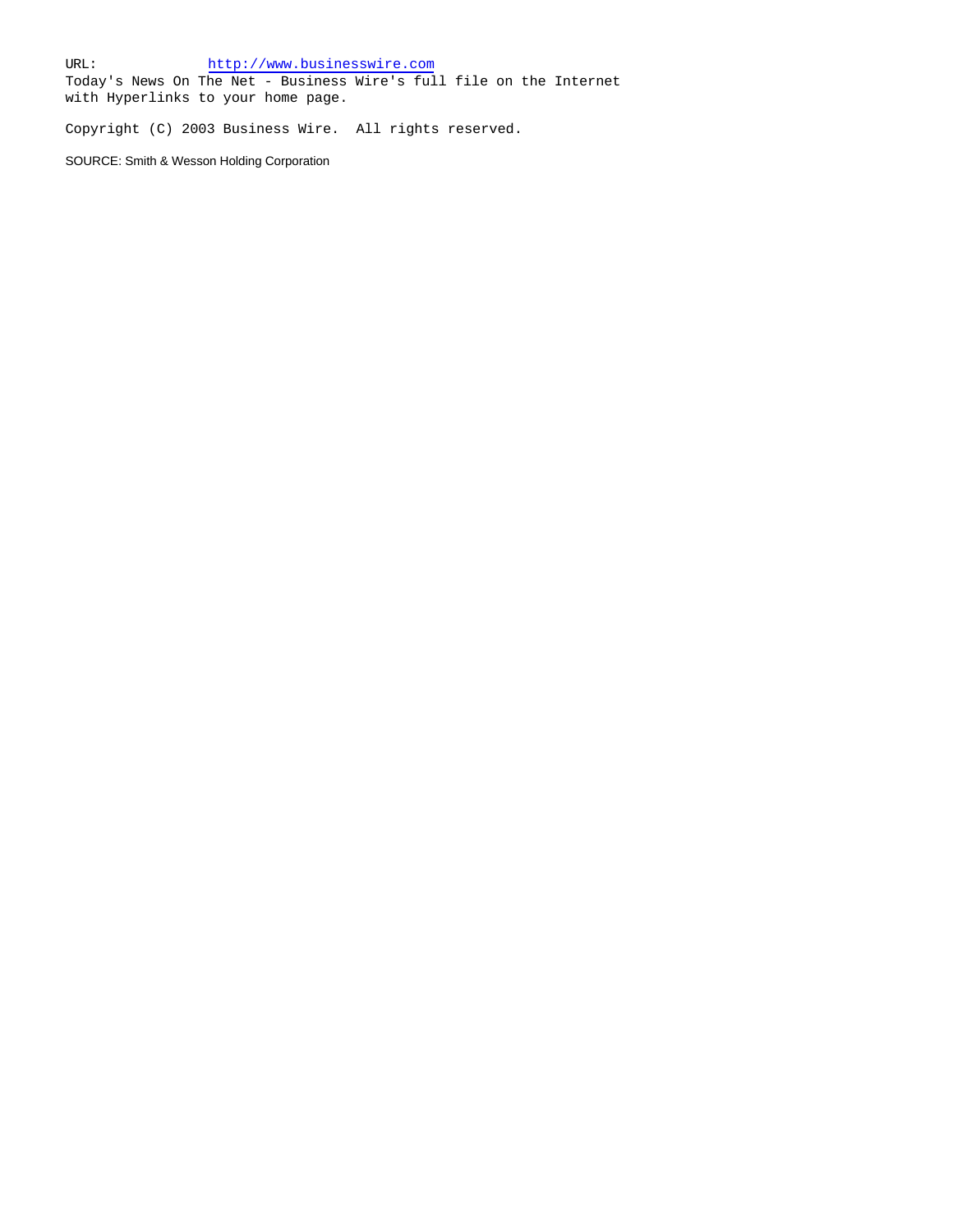URL: http://www.businesswire.com
Today's News On The Net - Business Wire's full file on the Internet
with Hyperlinks to your home page.

Copyright (C) 2003 Business Wire. All rights reserved.

SOURCE: Smith & Wesson Holding Corporation